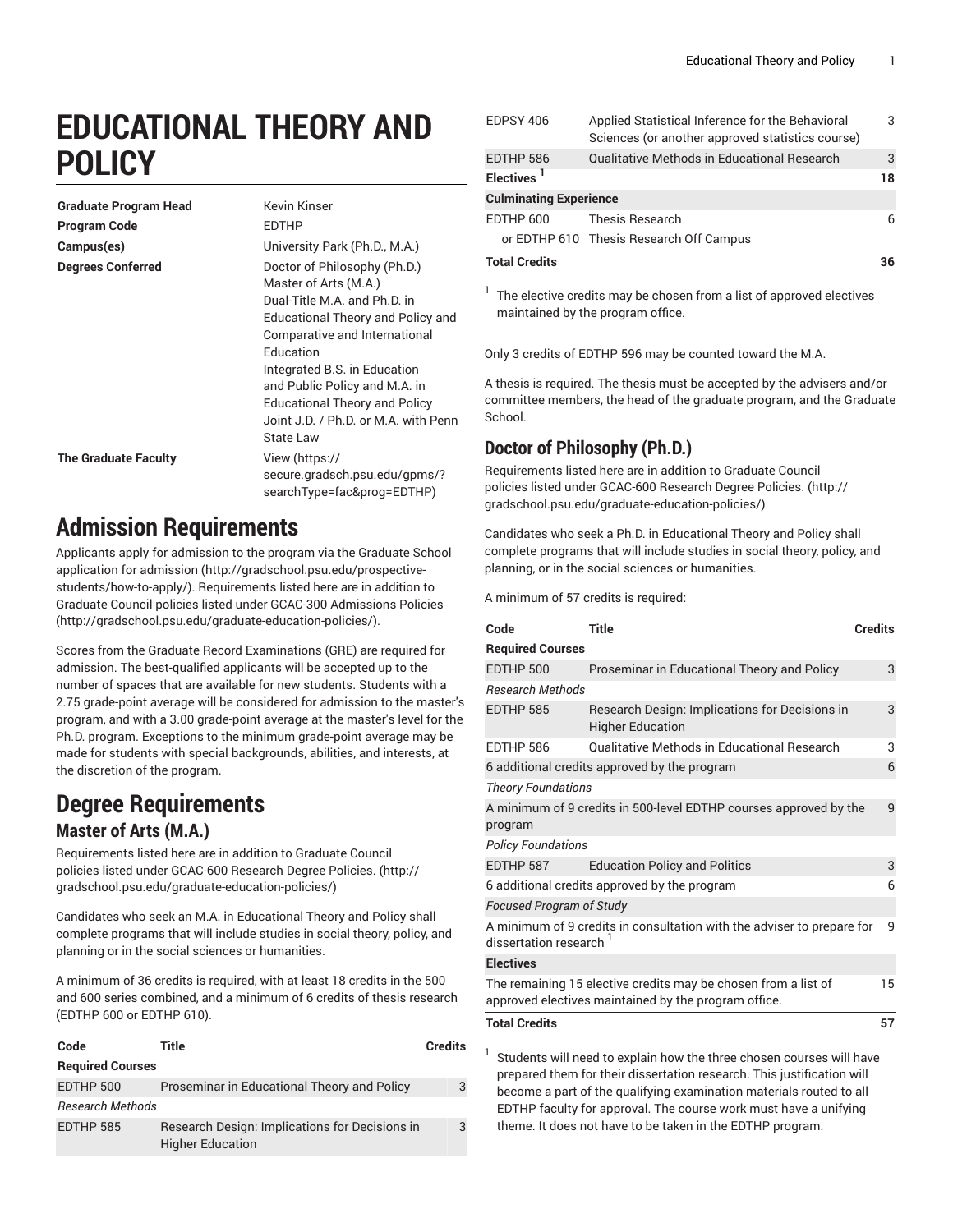# EDUCATIONAL THEORY AND POLICY

| | |
|---|---|
| **Graduate Program Head** | Kevin Kinser |
| **Program Code** | EDTHP |
| **Campus(es)** | University Park (Ph.D., M.A.) |
| **Degrees Conferred** | Doctor of Philosophy (Ph.D.)<br>Master of Arts (M.A.)<br>Dual-Title M.A. and Ph.D. in Educational Theory and Policy and Comparative and International Education<br>Integrated B.S. in Education and Public Policy and M.A. in Educational Theory and Policy<br>Joint J.D. / Ph.D. or M.A. with Penn State Law |
| **The Graduate Faculty** | View (https://secure.gradsch.psu.edu/gpms/?searchType=fac&prog=EDTHP) |

# Admission Requirements

Applicants apply for admission to the program via the Graduate School application for admission (http://gradschool.psu.edu/prospective-students/how-to-apply/). Requirements listed here are in addition to Graduate Council policies listed under GCAC-300 Admissions Policies (http://gradschool.psu.edu/graduate-education-policies/).

Scores from the Graduate Record Examinations (GRE) are required for admission. The best-qualified applicants will be accepted up to the number of spaces that are available for new students. Students with a 2.75 grade-point average will be considered for admission to the master's program, and with a 3.00 grade-point average at the master's level for the Ph.D. program. Exceptions to the minimum grade-point average may be made for students with special backgrounds, abilities, and interests, at the discretion of the program.

# Degree Requirements

## Master of Arts (M.A.)

Requirements listed here are in addition to Graduate Council policies listed under GCAC-600 Research Degree Policies. (http://gradschool.psu.edu/graduate-education-policies/)

Candidates who seek an M.A. in Educational Theory and Policy shall complete programs that will include studies in social theory, policy, and planning or in the social sciences or humanities.

A minimum of 36 credits is required, with at least 18 credits in the 500 and 600 series combined, and a minimum of 6 credits of thesis research (EDTHP 600 or EDTHP 610).

| Code | Title | Credits |
|---|---|---|
| **Required Courses** | | |
| EDTHP 500 | Proseminar in Educational Theory and Policy | 3 |
| *Research Methods* | | |
| EDTHP 585 | Research Design: Implications for Decisions in Higher Education | 3 |
| EDPSY 406 | Applied Statistical Inference for the Behavioral Sciences (or another approved statistics course) | 3 |
| EDTHP 586 | Qualitative Methods in Educational Research | 3 |
| **Electives** [1] | | **18** |
| **Culminating Experience** | | |
| EDTHP 600 | Thesis Research | 6 |
| or EDTHP 610 | Thesis Research Off Campus | |
| **Total Credits** | | **36** |

[1] The elective credits may be chosen from a list of approved electives maintained by the program office.

Only 3 credits of EDTHP 596 may be counted toward the M.A.

A thesis is required. The thesis must be accepted by the advisers and/or committee members, the head of the graduate program, and the Graduate School.

## Doctor of Philosophy (Ph.D.)

Requirements listed here are in addition to Graduate Council policies listed under GCAC-600 Research Degree Policies. (http://gradschool.psu.edu/graduate-education-policies/)

Candidates who seek a Ph.D. in Educational Theory and Policy shall complete programs that will include studies in social theory, policy, and planning, or in the social sciences or humanities.

A minimum of 57 credits is required:

| Code | Title | Credits |
|---|---|---|
| **Required Courses** | | |
| EDTHP 500 | Proseminar in Educational Theory and Policy | 3 |
| *Research Methods* | | |
| EDTHP 585 | Research Design: Implications for Decisions in Higher Education | 3 |
| EDTHP 586 | Qualitative Methods in Educational Research | 3 |
| 6 additional credits approved by the program | | 6 |
| *Theory Foundations* | | |
| A minimum of 9 credits in 500-level EDTHP courses approved by the program | | 9 |
| *Policy Foundations* | | |
| EDTHP 587 | Education Policy and Politics | 3 |
| 6 additional credits approved by the program | | 6 |
| *Focused Program of Study* | | |
| A minimum of 9 credits in consultation with the adviser to prepare for dissertation research [1] | | 9 |
| **Electives** | | |
| The remaining 15 elective credits may be chosen from a list of approved electives maintained by the program office. | | 15 |
| **Total Credits** | | **57** |

[1] Students will need to explain how the three chosen courses will have prepared them for their dissertation research. This justification will become a part of the qualifying examination materials routed to all EDTHP faculty for approval. The course work must have a unifying theme. It does not have to be taken in the EDTHP program.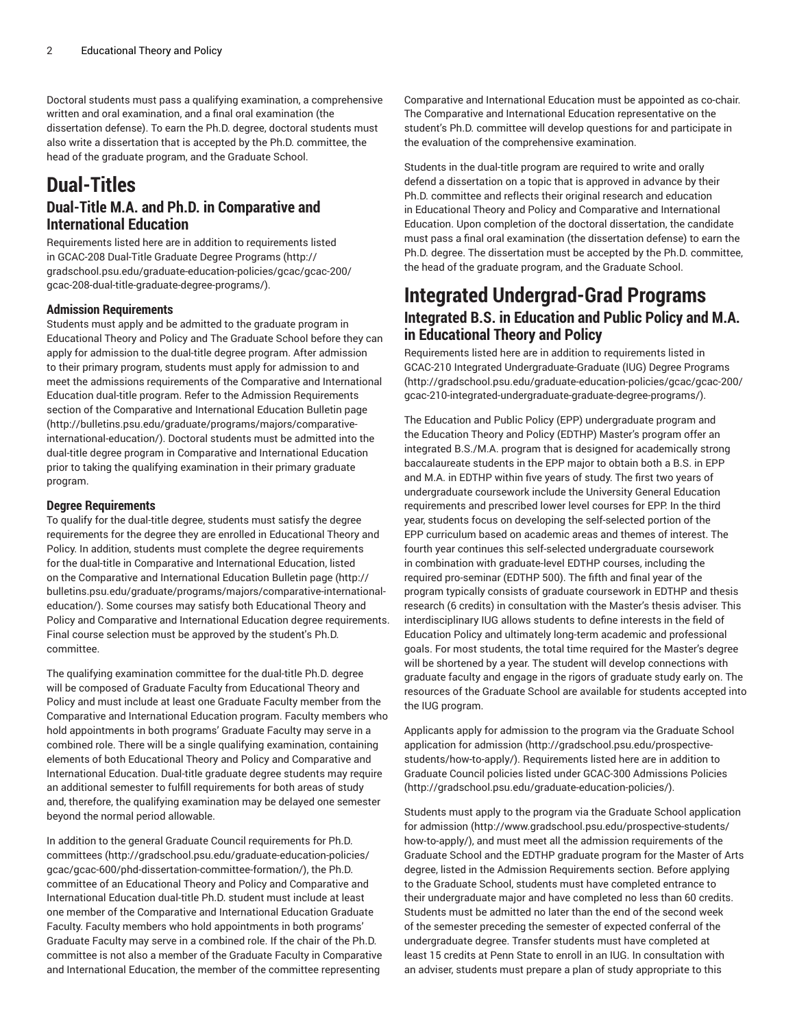Doctoral students must pass a qualifying examination, a comprehensive written and oral examination, and a final oral examination (the dissertation defense). To earn the Ph.D. degree, doctoral students must also write a dissertation that is accepted by the Ph.D. committee, the head of the graduate program, and the Graduate School.

# Dual-Titles

## Dual-Title M.A. and Ph.D. in Comparative and International Education

Requirements listed here are in addition to requirements listed in GCAC-208 Dual-Title Graduate Degree Programs (http://gradschool.psu.edu/graduate-education-policies/gcac/gcac-200/gcac-208-dual-title-graduate-degree-programs/).

### Admission Requirements

Students must apply and be admitted to the graduate program in Educational Theory and Policy and The Graduate School before they can apply for admission to the dual-title degree program. After admission to their primary program, students must apply for admission to and meet the admissions requirements of the Comparative and International Education dual-title program. Refer to the Admission Requirements section of the Comparative and International Education Bulletin page (http://bulletins.psu.edu/graduate/programs/majors/comparative-international-education/). Doctoral students must be admitted into the dual-title degree program in Comparative and International Education prior to taking the qualifying examination in their primary graduate program.

### Degree Requirements

To qualify for the dual-title degree, students must satisfy the degree requirements for the degree they are enrolled in Educational Theory and Policy. In addition, students must complete the degree requirements for the dual-title in Comparative and International Education, listed on the Comparative and International Education Bulletin page (http://bulletins.psu.edu/graduate/programs/majors/comparative-international-education/). Some courses may satisfy both Educational Theory and Policy and Comparative and International Education degree requirements. Final course selection must be approved by the student's Ph.D. committee.

The qualifying examination committee for the dual-title Ph.D. degree will be composed of Graduate Faculty from Educational Theory and Policy and must include at least one Graduate Faculty member from the Comparative and International Education program. Faculty members who hold appointments in both programs' Graduate Faculty may serve in a combined role. There will be a single qualifying examination, containing elements of both Educational Theory and Policy and Comparative and International Education. Dual-title graduate degree students may require an additional semester to fulfill requirements for both areas of study and, therefore, the qualifying examination may be delayed one semester beyond the normal period allowable.

In addition to the general Graduate Council requirements for Ph.D. committees (http://gradschool.psu.edu/graduate-education-policies/gcac/gcac-600/phd-dissertation-committee-formation/), the Ph.D. committee of an Educational Theory and Policy and Comparative and International Education dual-title Ph.D. student must include at least one member of the Comparative and International Education Graduate Faculty. Faculty members who hold appointments in both programs' Graduate Faculty may serve in a combined role. If the chair of the Ph.D. committee is not also a member of the Graduate Faculty in Comparative and International Education, the member of the committee representing Comparative and International Education must be appointed as co-chair. The Comparative and International Education representative on the student's Ph.D. committee will develop questions for and participate in the evaluation of the comprehensive examination.

Students in the dual-title program are required to write and orally defend a dissertation on a topic that is approved in advance by their Ph.D. committee and reflects their original research and education in Educational Theory and Policy and Comparative and International Education. Upon completion of the doctoral dissertation, the candidate must pass a final oral examination (the dissertation defense) to earn the Ph.D. degree. The dissertation must be accepted by the Ph.D. committee, the head of the graduate program, and the Graduate School.

# Integrated Undergrad-Grad Programs

## Integrated B.S. in Education and Public Policy and M.A. in Educational Theory and Policy

Requirements listed here are in addition to requirements listed in GCAC-210 Integrated Undergraduate-Graduate (IUG) Degree Programs (http://gradschool.psu.edu/graduate-education-policies/gcac/gcac-200/gcac-210-integrated-undergraduate-graduate-degree-programs/).

The Education and Public Policy (EPP) undergraduate program and the Education Theory and Policy (EDTHP) Master's program offer an integrated B.S./M.A. program that is designed for academically strong baccalaureate students in the EPP major to obtain both a B.S. in EPP and M.A. in EDTHP within five years of study. The first two years of undergraduate coursework include the University General Education requirements and prescribed lower level courses for EPP. In the third year, students focus on developing the self-selected portion of the EPP curriculum based on academic areas and themes of interest. The fourth year continues this self-selected undergraduate coursework in combination with graduate-level EDTHP courses, including the required pro-seminar (EDTHP 500). The fifth and final year of the program typically consists of graduate coursework in EDTHP and thesis research (6 credits) in consultation with the Master's thesis adviser. This interdisciplinary IUG allows students to define interests in the field of Education Policy and ultimately long-term academic and professional goals. For most students, the total time required for the Master's degree will be shortened by a year. The student will develop connections with graduate faculty and engage in the rigors of graduate study early on. The resources of the Graduate School are available for students accepted into the IUG program.

Applicants apply for admission to the program via the Graduate School application for admission (http://gradschool.psu.edu/prospective-students/how-to-apply/). Requirements listed here are in addition to Graduate Council policies listed under GCAC-300 Admissions Policies (http://gradschool.psu.edu/graduate-education-policies/).

Students must apply to the program via the Graduate School application for admission (http://www.gradschool.psu.edu/prospective-students/how-to-apply/), and must meet all the admission requirements of the Graduate School and the EDTHP graduate program for the Master of Arts degree, listed in the Admission Requirements section. Before applying to the Graduate School, students must have completed entrance to their undergraduate major and have completed no less than 60 credits. Students must be admitted no later than the end of the second week of the semester preceding the semester of expected conferral of the undergraduate degree. Transfer students must have completed at least 15 credits at Penn State to enroll in an IUG. In consultation with an adviser, students must prepare a plan of study appropriate to this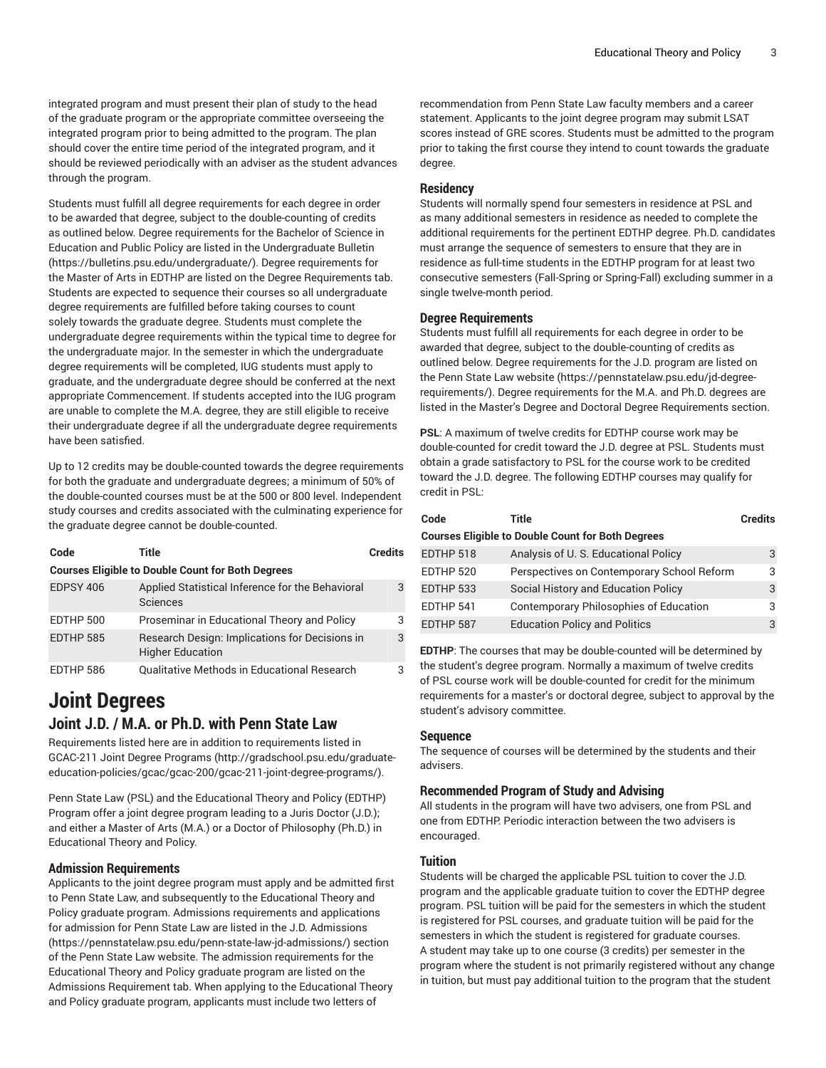integrated program and must present their plan of study to the head of the graduate program or the appropriate committee overseeing the integrated program prior to being admitted to the program. The plan should cover the entire time period of the integrated program, and it should be reviewed periodically with an adviser as the student advances through the program.

Students must fulfill all degree requirements for each degree in order to be awarded that degree, subject to the double-counting of credits as outlined below. Degree requirements for the Bachelor of Science in Education and Public Policy are listed in the Undergraduate Bulletin (https://bulletins.psu.edu/undergraduate/). Degree requirements for the Master of Arts in EDTHP are listed on the Degree Requirements tab. Students are expected to sequence their courses so all undergraduate degree requirements are fulfilled before taking courses to count solely towards the graduate degree. Students must complete the undergraduate degree requirements within the typical time to degree for the undergraduate major. In the semester in which the undergraduate degree requirements will be completed, IUG students must apply to graduate, and the undergraduate degree should be conferred at the next appropriate Commencement. If students accepted into the IUG program are unable to complete the M.A. degree, they are still eligible to receive their undergraduate degree if all the undergraduate degree requirements have been satisfied.

Up to 12 credits may be double-counted towards the degree requirements for both the graduate and undergraduate degrees; a minimum of 50% of the double-counted courses must be at the 500 or 800 level. Independent study courses and credits associated with the culminating experience for the graduate degree cannot be double-counted.

| Code | Title | Credits |
|---|---|---|
| **Courses Eligible to Double Count for Both Degrees** | | |
| EDPSY 406 | Applied Statistical Inference for the Behavioral Sciences | 3 |
| EDTHP 500 | Proseminar in Educational Theory and Policy | 3 |
| EDTHP 585 | Research Design: Implications for Decisions in Higher Education | 3 |
| EDTHP 586 | Qualitative Methods in Educational Research | 3 |

# Joint Degrees

## Joint J.D. / M.A. or Ph.D. with Penn State Law

Requirements listed here are in addition to requirements listed in GCAC-211 Joint Degree Programs (http://gradschool.psu.edu/graduate-education-policies/gcac/gcac-200/gcac-211-joint-degree-programs/).

Penn State Law (PSL) and the Educational Theory and Policy (EDTHP) Program offer a joint degree program leading to a Juris Doctor (J.D.); and either a Master of Arts (M.A.) or a Doctor of Philosophy (Ph.D.) in Educational Theory and Policy.

### Admission Requirements

Applicants to the joint degree program must apply and be admitted first to Penn State Law, and subsequently to the Educational Theory and Policy graduate program. Admissions requirements and applications for admission for Penn State Law are listed in the J.D. Admissions (https://pennstatelaw.psu.edu/penn-state-law-jd-admissions/) section of the Penn State Law website. The admission requirements for the Educational Theory and Policy graduate program are listed on the Admissions Requirement tab. When applying to the Educational Theory and Policy graduate program, applicants must include two letters of recommendation from Penn State Law faculty members and a career statement. Applicants to the joint degree program may submit LSAT scores instead of GRE scores. Students must be admitted to the program prior to taking the first course they intend to count towards the graduate degree.

### Residency

Students will normally spend four semesters in residence at PSL and as many additional semesters in residence as needed to complete the additional requirements for the pertinent EDTHP degree. Ph.D. candidates must arrange the sequence of semesters to ensure that they are in residence as full-time students in the EDTHP program for at least two consecutive semesters (Fall-Spring or Spring-Fall) excluding summer in a single twelve-month period.

### Degree Requirements

Students must fulfill all requirements for each degree in order to be awarded that degree, subject to the double-counting of credits as outlined below. Degree requirements for the J.D. program are listed on the Penn State Law website (https://pennstatelaw.psu.edu/jd-degree-requirements/). Degree requirements for the M.A. and Ph.D. degrees are listed in the Master's Degree and Doctoral Degree Requirements section.

**PSL**: A maximum of twelve credits for EDTHP course work may be double-counted for credit toward the J.D. degree at PSL. Students must obtain a grade satisfactory to PSL for the course work to be credited toward the J.D. degree. The following EDTHP courses may qualify for credit in PSL:

| Code | Title | Credits |
|---|---|---|
| **Courses Eligible to Double Count for Both Degrees** | | |
| EDTHP 518 | Analysis of U. S. Educational Policy | 3 |
| EDTHP 520 | Perspectives on Contemporary School Reform | 3 |
| EDTHP 533 | Social History and Education Policy | 3 |
| EDTHP 541 | Contemporary Philosophies of Education | 3 |
| EDTHP 587 | Education Policy and Politics | 3 |

**EDTHP**: The courses that may be double-counted will be determined by the student's degree program. Normally a maximum of twelve credits of PSL course work will be double-counted for credit for the minimum requirements for a master's or doctoral degree, subject to approval by the student's advisory committee.

### Sequence

The sequence of courses will be determined by the students and their advisers.

### Recommended Program of Study and Advising

All students in the program will have two advisers, one from PSL and one from EDTHP. Periodic interaction between the two advisers is encouraged.

### Tuition

Students will be charged the applicable PSL tuition to cover the J.D. program and the applicable graduate tuition to cover the EDTHP degree program. PSL tuition will be paid for the semesters in which the student is registered for PSL courses, and graduate tuition will be paid for the semesters in which the student is registered for graduate courses. A student may take up to one course (3 credits) per semester in the program where the student is not primarily registered without any change in tuition, but must pay additional tuition to the program that the student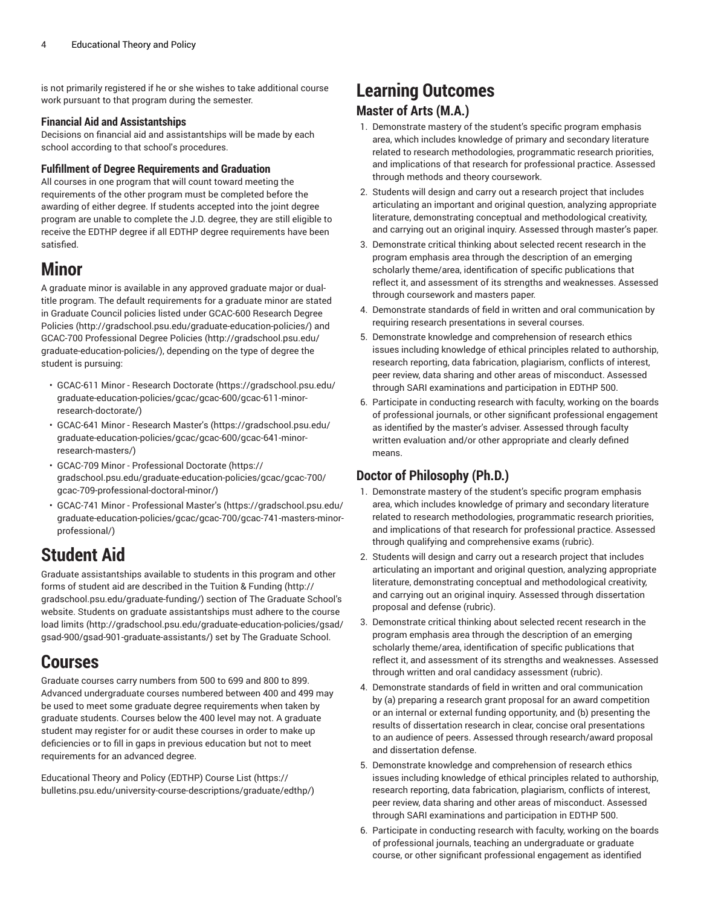is not primarily registered if he or she wishes to take additional course work pursuant to that program during the semester.

### Financial Aid and Assistantships

Decisions on financial aid and assistantships will be made by each school according to that school's procedures.

### Fulfillment of Degree Requirements and Graduation

All courses in one program that will count toward meeting the requirements of the other program must be completed before the awarding of either degree. If students accepted into the joint degree program are unable to complete the J.D. degree, they are still eligible to receive the EDTHP degree if all EDTHP degree requirements have been satisfied.

# Minor

A graduate minor is available in any approved graduate major or dual-title program. The default requirements for a graduate minor are stated in Graduate Council policies listed under GCAC-600 Research Degree Policies (http://gradschool.psu.edu/graduate-education-policies/) and GCAC-700 Professional Degree Policies (http://gradschool.psu.edu/graduate-education-policies/), depending on the type of degree the student is pursuing:

- GCAC-611 Minor - Research Doctorate (https://gradschool.psu.edu/graduate-education-policies/gcac/gcac-600/gcac-611-minor-research-doctorate/)
- GCAC-641 Minor - Research Master's (https://gradschool.psu.edu/graduate-education-policies/gcac/gcac-600/gcac-641-minor-research-masters/)
- GCAC-709 Minor - Professional Doctorate (https://gradschool.psu.edu/graduate-education-policies/gcac/gcac-700/gcac-709-professional-doctoral-minor/)
- GCAC-741 Minor - Professional Master's (https://gradschool.psu.edu/graduate-education-policies/gcac/gcac-700/gcac-741-masters-minor-professional/)

# Student Aid

Graduate assistantships available to students in this program and other forms of student aid are described in the Tuition & Funding (http://gradschool.psu.edu/graduate-funding/) section of The Graduate School's website. Students on graduate assistantships must adhere to the course load limits (http://gradschool.psu.edu/graduate-education-policies/gsad/gsad-900/gsad-901-graduate-assistants/) set by The Graduate School.

# Courses

Graduate courses carry numbers from 500 to 699 and 800 to 899. Advanced undergraduate courses numbered between 400 and 499 may be used to meet some graduate degree requirements when taken by graduate students. Courses below the 400 level may not. A graduate student may register for or audit these courses in order to make up deficiencies or to fill in gaps in previous education but not to meet requirements for an advanced degree.

Educational Theory and Policy (EDTHP) Course List (https://bulletins.psu.edu/university-course-descriptions/graduate/edthp/)

# Learning Outcomes

## Master of Arts (M.A.)

1. Demonstrate mastery of the student's specific program emphasis area, which includes knowledge of primary and secondary literature related to research methodologies, programmatic research priorities, and implications of that research for professional practice. Assessed through methods and theory coursework.
2. Students will design and carry out a research project that includes articulating an important and original question, analyzing appropriate literature, demonstrating conceptual and methodological creativity, and carrying out an original inquiry. Assessed through master's paper.
3. Demonstrate critical thinking about selected recent research in the program emphasis area through the description of an emerging scholarly theme/area, identification of specific publications that reflect it, and assessment of its strengths and weaknesses. Assessed through coursework and masters paper.
4. Demonstrate standards of field in written and oral communication by requiring research presentations in several courses.
5. Demonstrate knowledge and comprehension of research ethics issues including knowledge of ethical principles related to authorship, research reporting, data fabrication, plagiarism, conflicts of interest, peer review, data sharing and other areas of misconduct. Assessed through SARI examinations and participation in EDTHP 500.
6. Participate in conducting research with faculty, working on the boards of professional journals, or other significant professional engagement as identified by the master's adviser. Assessed through faculty written evaluation and/or other appropriate and clearly defined means.

## Doctor of Philosophy (Ph.D.)

1. Demonstrate mastery of the student's specific program emphasis area, which includes knowledge of primary and secondary literature related to research methodologies, programmatic research priorities, and implications of that research for professional practice. Assessed through qualifying and comprehensive exams (rubric).
2. Students will design and carry out a research project that includes articulating an important and original question, analyzing appropriate literature, demonstrating conceptual and methodological creativity, and carrying out an original inquiry. Assessed through dissertation proposal and defense (rubric).
3. Demonstrate critical thinking about selected recent research in the program emphasis area through the description of an emerging scholarly theme/area, identification of specific publications that reflect it, and assessment of its strengths and weaknesses. Assessed through written and oral candidacy assessment (rubric).
4. Demonstrate standards of field in written and oral communication by (a) preparing a research grant proposal for an award competition or an internal or external funding opportunity, and (b) presenting the results of dissertation research in clear, concise oral presentations to an audience of peers. Assessed through research/award proposal and dissertation defense.
5. Demonstrate knowledge and comprehension of research ethics issues including knowledge of ethical principles related to authorship, research reporting, data fabrication, plagiarism, conflicts of interest, peer review, data sharing and other areas of misconduct. Assessed through SARI examinations and participation in EDTHP 500.
6. Participate in conducting research with faculty, working on the boards of professional journals, teaching an undergraduate or graduate course, or other significant professional engagement as identified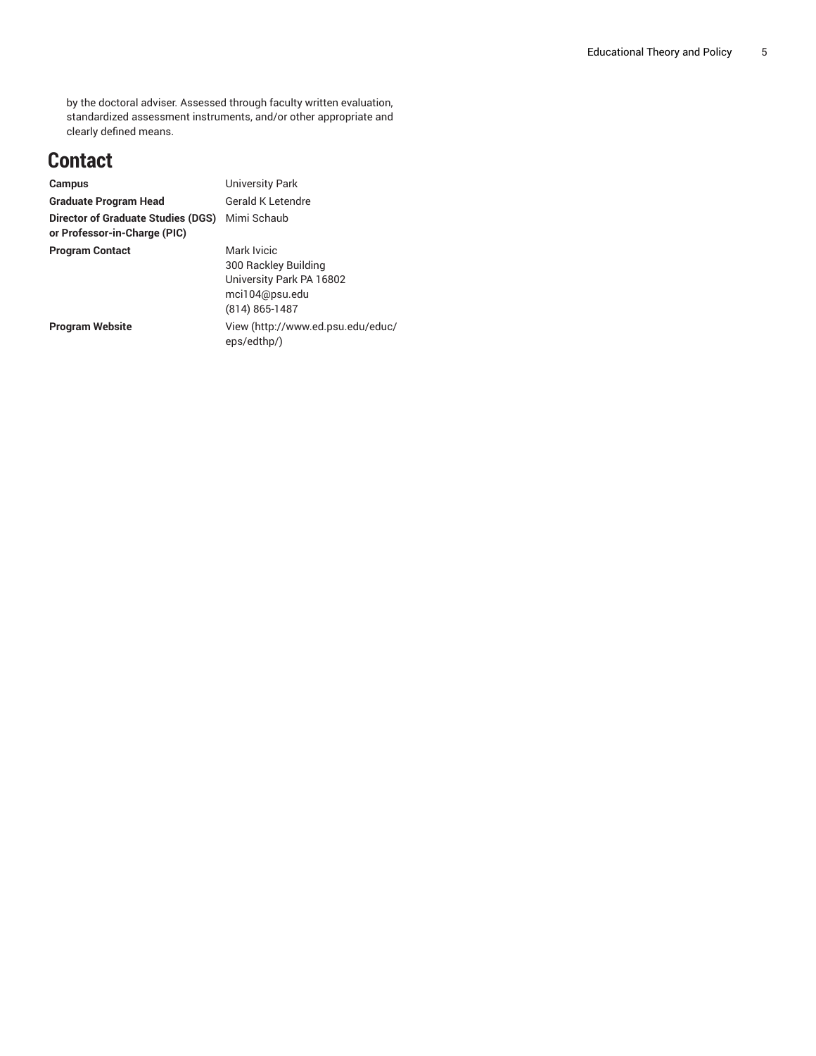by the doctoral adviser. Assessed through faculty written evaluation, standardized assessment instruments, and/or other appropriate and clearly defined means.

## Contact

| | |
|---|---|
| **Campus** | University Park |
| **Graduate Program Head** | Gerald K Letendre |
| **Director of Graduate Studies (DGS) or Professor-in-Charge (PIC)** | Mimi Schaub |
| **Program Contact** | Mark Ivicic<br>300 Rackley Building<br>University Park PA 16802<br>mci104@psu.edu<br>(814) 865-1487 |
| **Program Website** | View (http://www.ed.psu.edu/educ/eps/edthp/) |